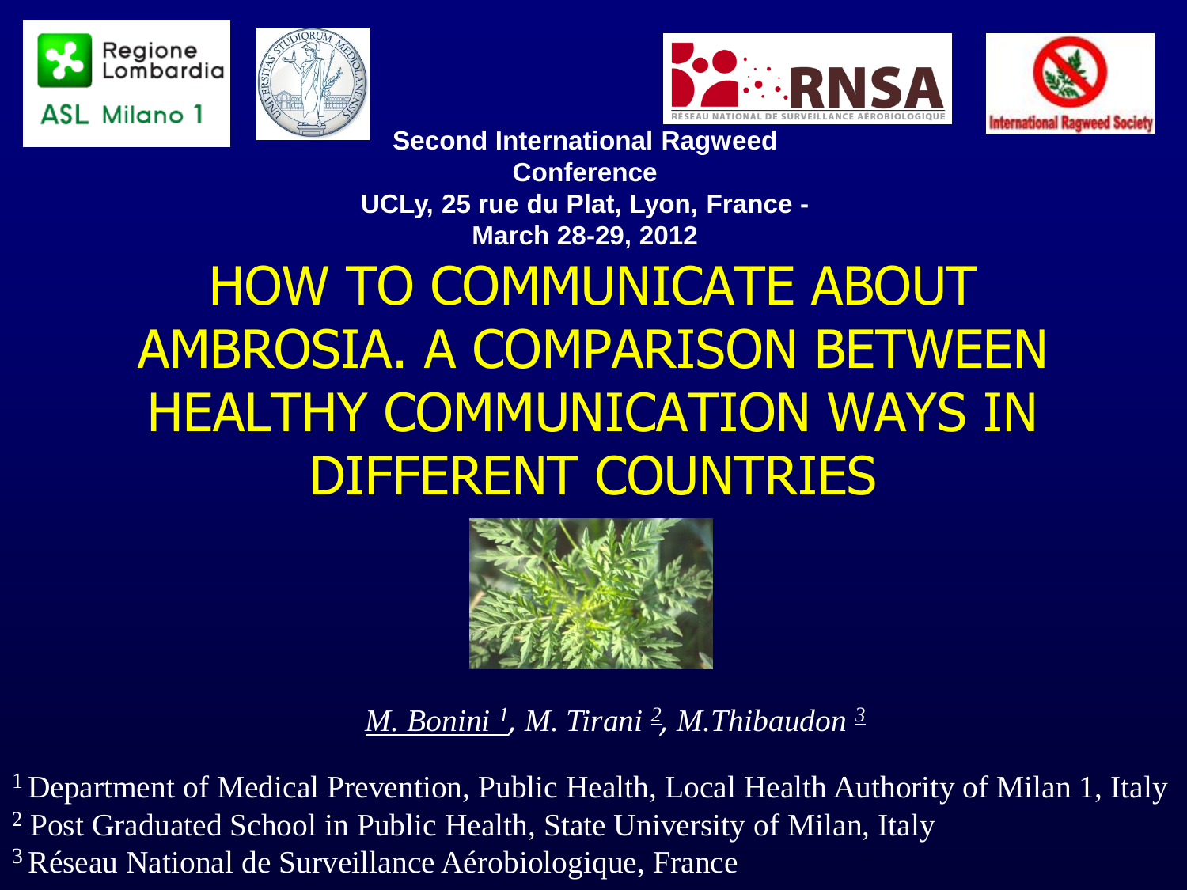**Second International Ragweed Conference**
**UCLy, 25 rue du Plat, Lyon, France - March 28-29, 2012**

# HOW TO COMMUNICATE ABOUT AMBROSIA. A COMPARISON BETWEEN HEALTHY COMMUNICATION WAYS IN DIFFERENT COUNTRIES

*M. Bonini [1], M. Tirani [2], M.Thibaudon [3]*

[1] Department of Medical Prevention, Public Health, Local Health Authority of Milan 1, Italy
[2] Post Graduated School in Public Health, State University of Milan, Italy
[3] Réseau National de Surveillance Aérobiologique, France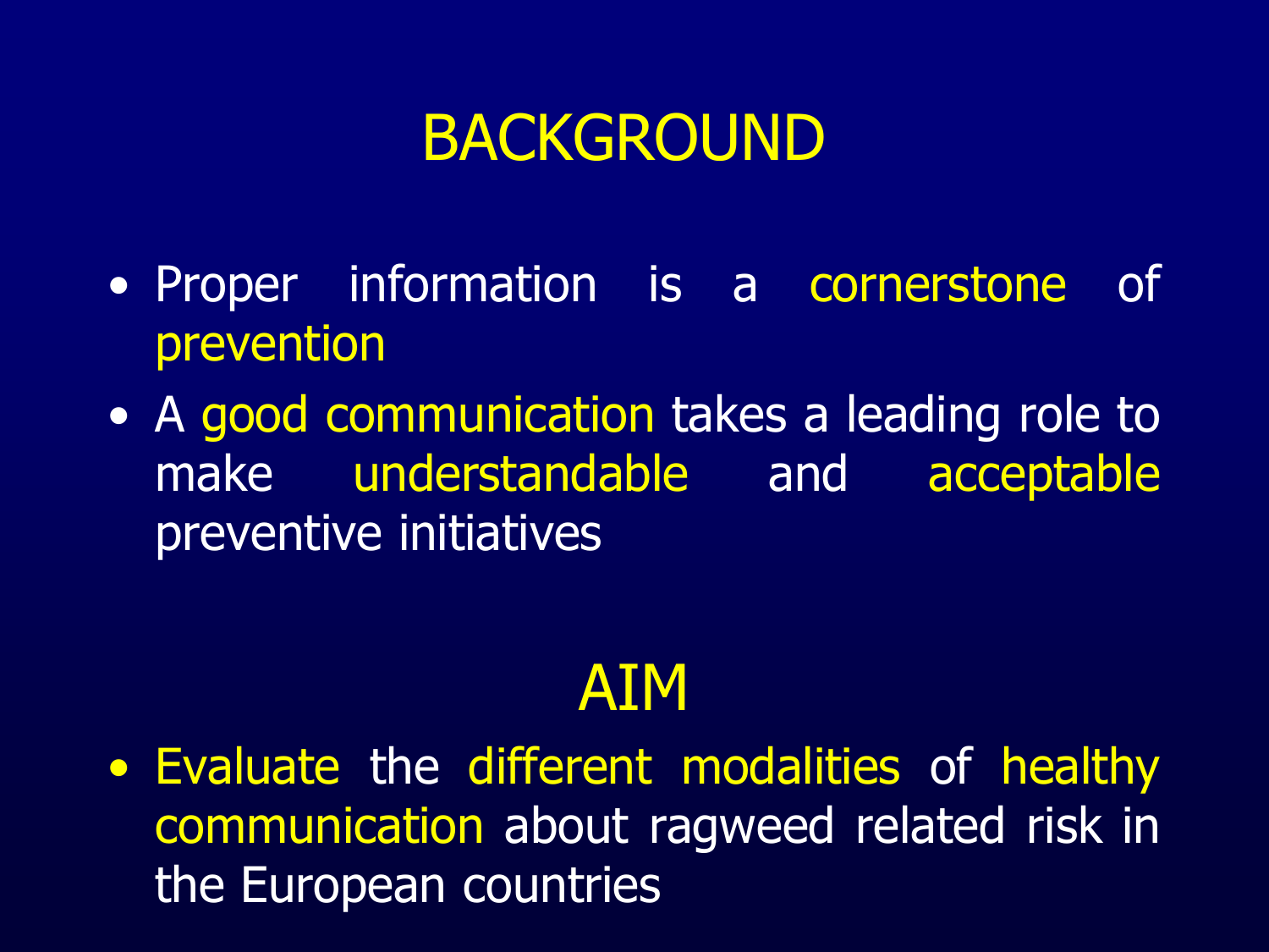# BACKGROUND

- Proper information is a cornerstone of prevention
- A good communication takes a leading role to make understandable and acceptable preventive initiatives

# AIM

- Evaluate the different modalities of healthy communication about ragweed related risk in the European countries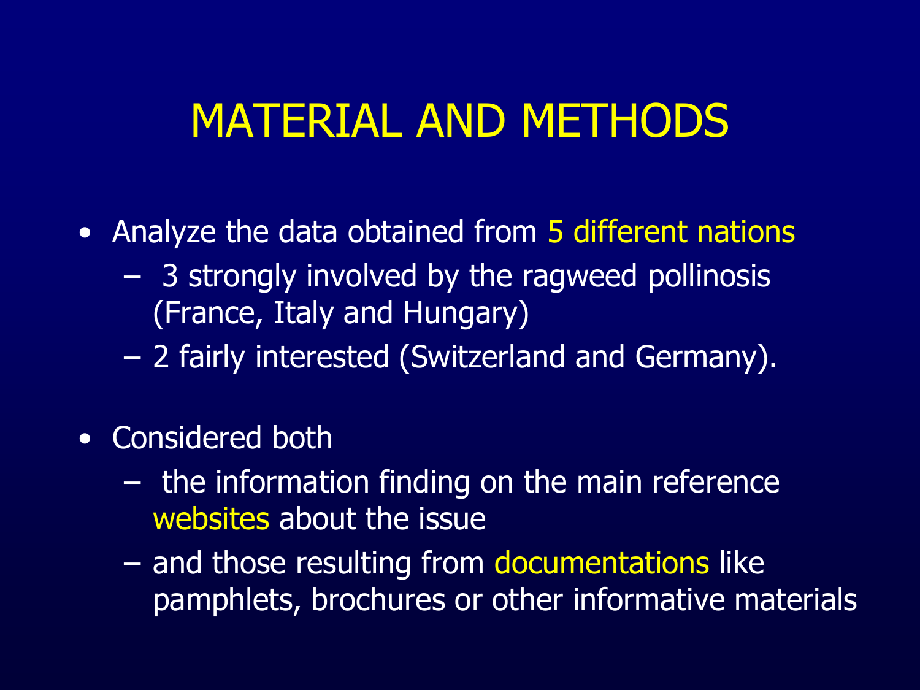# MATERIAL AND METHODS

- Analyze the data obtained from 5 different nations
  - 3 strongly involved by the ragweed pollinosis (France, Italy and Hungary)
  - 2 fairly interested (Switzerland and Germany).
- Considered both
  - the information finding on the main reference websites about the issue
  - and those resulting from documentations like pamphlets, brochures or other informative materials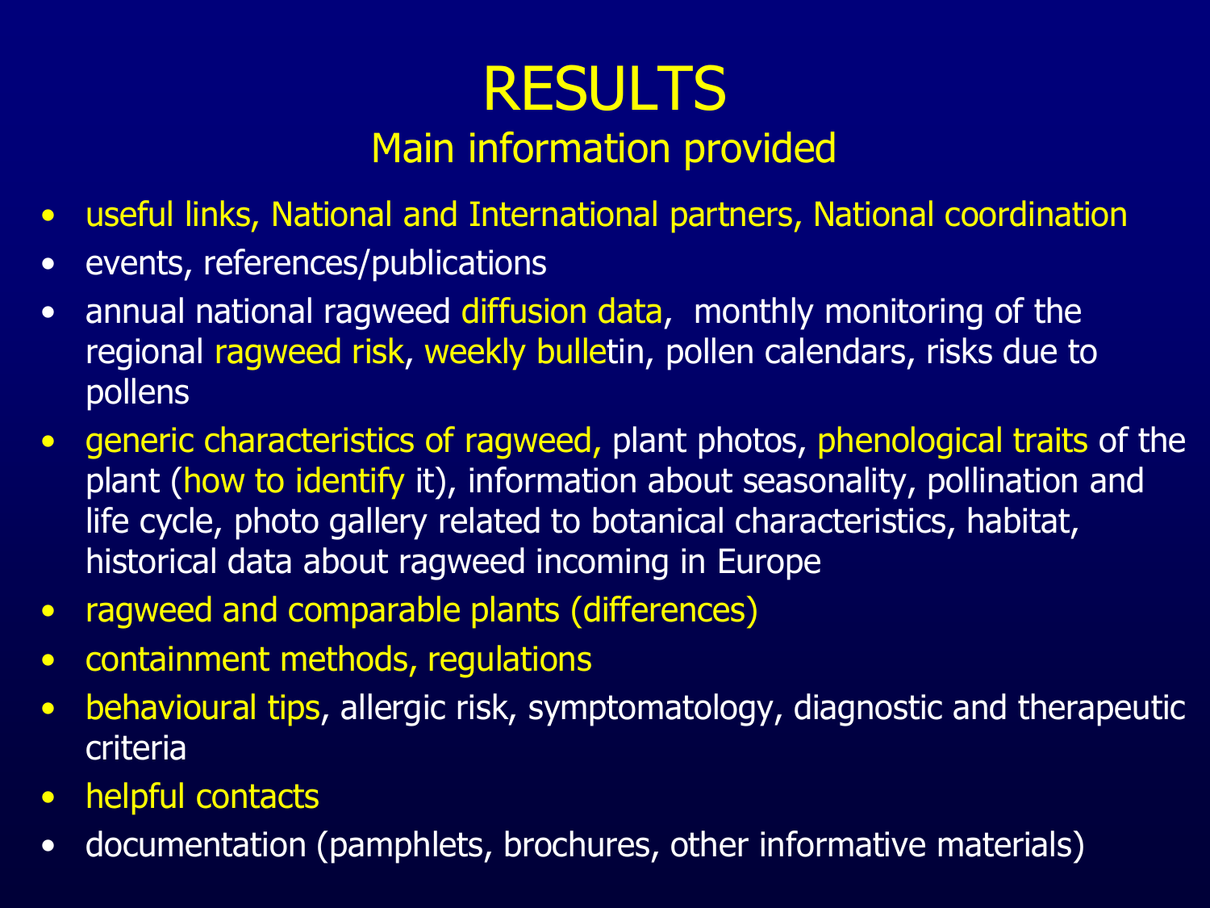# RESULTS

## Main information provided

- useful links, National and International partners, National coordination
- events, references/publications
- annual national ragweed diffusion data, monthly monitoring of the regional ragweed risk, weekly bulletin, pollen calendars, risks due to pollens
- generic characteristics of ragweed, plant photos, phenological traits of the plant (how to identify it), information about seasonality, pollination and life cycle, photo gallery related to botanical characteristics, habitat, historical data about ragweed incoming in Europe
- ragweed and comparable plants (differences)
- containment methods, regulations
- behavioural tips, allergic risk, symptomatology, diagnostic and therapeutic criteria
- helpful contacts
- documentation (pamphlets, brochures, other informative materials)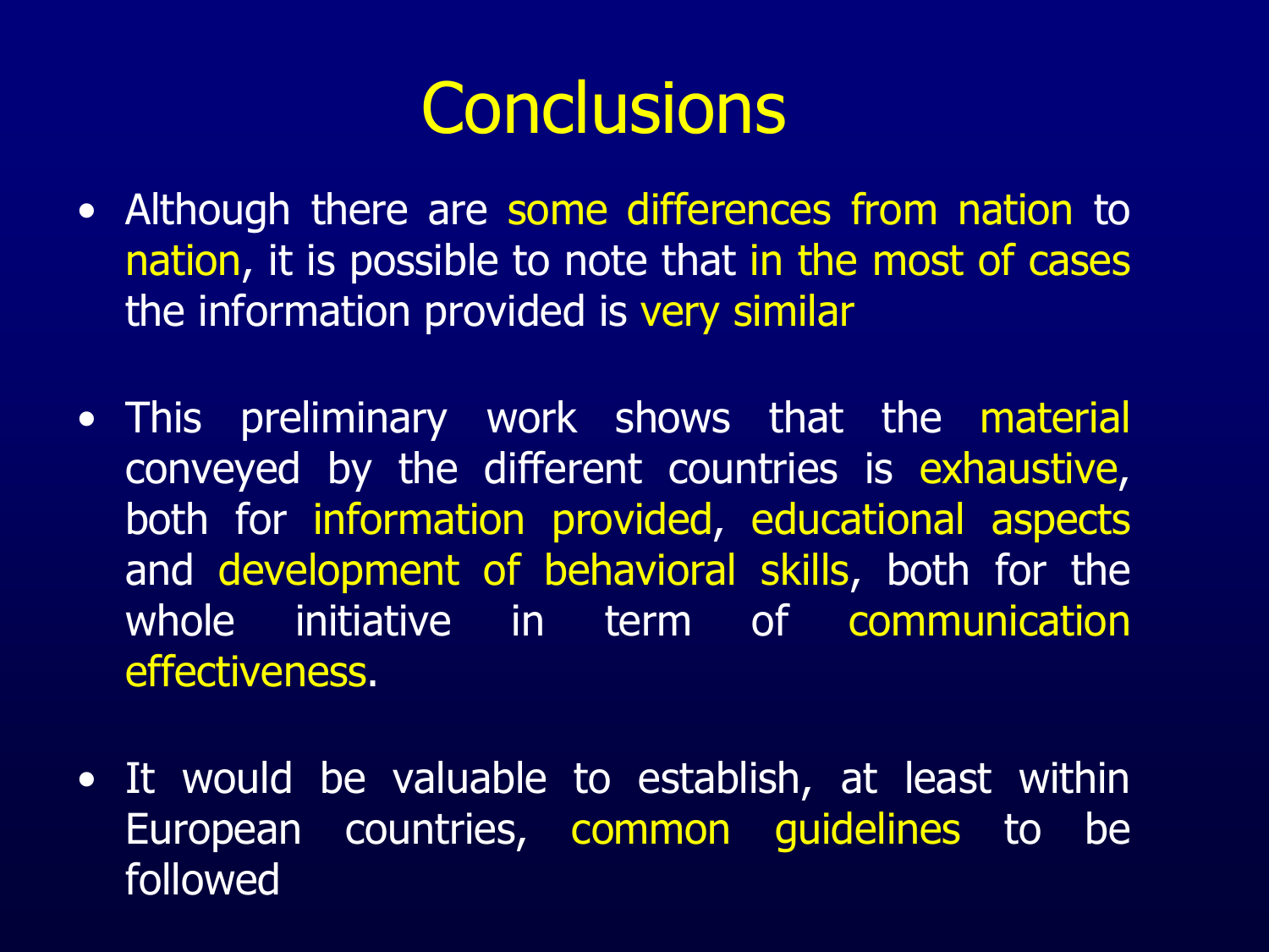# Conclusions

- Although there are some differences from nation to nation, it is possible to note that in the most of cases the information provided is very similar

- This preliminary work shows that the material conveyed by the different countries is exhaustive, both for information provided, educational aspects and development of behavioral skills, both for the whole initiative in term of communication effectiveness.

- It would be valuable to establish, at least within European countries, common guidelines to be followed